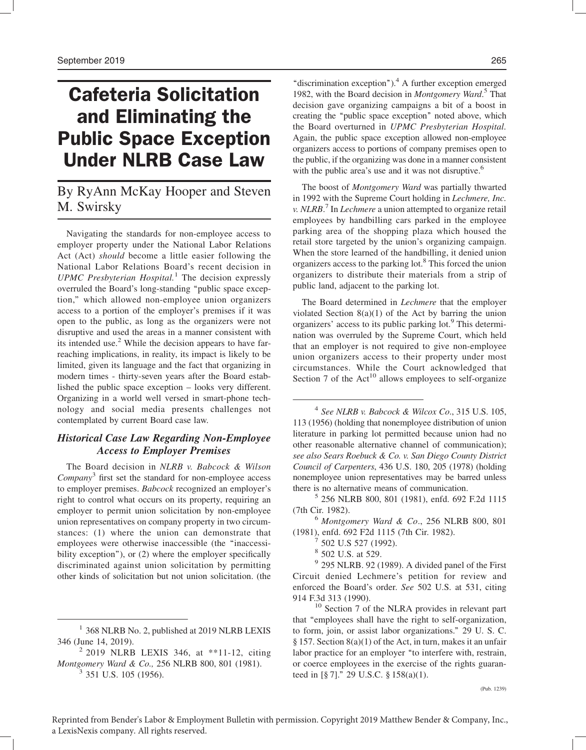# Cafeteria Solicitation and Eliminating the Public Space Exception Under NLRB Case Law

By RyAnn McKay Hooper and Steven M. Swirsky

Navigating the standards for non-employee access to employer property under the National Labor Relations Act (Act) *should* become a little easier following the National Labor Relations Board's recent decision in *UPMC Presbyterian Hospital.*[1] The decision expressly overruled the Board's long-standing "public space exception," which allowed non-employee union organizers access to a portion of the employer's premises if it was open to the public, as long as the organizers were not disruptive and used the areas in a manner consistent with its intended use.[2] While the decision appears to have far-reaching implications, in reality, its impact is likely to be limited, given its language and the fact that organizing in modern times - thirty-seven years after the Board established the public space exception – looks very different. Organizing in a world well versed in smart-phone technology and social media presents challenges not contemplated by current Board case law.

### *Historical Case Law Regarding Non-Employee Access to Employer Premises*

The Board decision in *NLRB v. Babcock & Wilson Company*[3] first set the standard for non-employee access to employer premises. *Babcock* recognized an employer's right to control what occurs on its property, requiring an employer to permit union solicitation by non-employee union representatives on company property in two circumstances: (1) where the union can demonstrate that employees were otherwise inaccessible (the "inaccessibility exception"), or (2) where the employer specifically discriminated against union solicitation by permitting other kinds of solicitation but not union solicitation. (the "discrimination exception").[4] A further exception emerged 1982, with the Board decision in *Montgomery Ward*.[5] That decision gave organizing campaigns a bit of a boost in creating the "public space exception" noted above, which the Board overturned in *UPMC Presbyterian Hospital*. Again, the public space exception allowed non-employee organizers access to portions of company premises open to the public, if the organizing was done in a manner consistent with the public area's use and it was not disruptive.[6]

The boost of *Montgomery Ward* was partially thwarted in 1992 with the Supreme Court holding in *Lechmere, Inc. v. NLRB*.[7] In *Lechmere* a union attempted to organize retail employees by handbilling cars parked in the employee parking area of the shopping plaza which housed the retail store targeted by the union's organizing campaign. When the store learned of the handbilling, it denied union organizers access to the parking lot.[8] This forced the union organizers to distribute their materials from a strip of public land, adjacent to the parking lot.

The Board determined in *Lechmere* that the employer violated Section 8(a)(1) of the Act by barring the union organizers' access to its public parking lot.[9] This determination was overruled by the Supreme Court, which held that an employer is not required to give non-employee union organizers access to their property under most circumstances. While the Court acknowledged that Section 7 of the Act[10] allows employees to self-organize

---

[1] 368 NLRB No. 2, published at 2019 NLRB LEXIS 346 (June 14, 2019).

[2] 2019 NLRB LEXIS 346, at **11-12, citing *Montgomery Ward & Co.,* 256 NLRB 800, 801 (1981).

[3] 351 U.S. 105 (1956).

[4] *See NLRB v. Babcock & Wilcox Co.*, 315 U.S. 105, 113 (1956) (holding that nonemployee distribution of union literature in parking lot permitted because union had no other reasonable alternative channel of communication); *see also Sears Roebuck & Co. v. San Diego County District Council of Carpenters*, 436 U.S. 180, 205 (1978) (holding nonemployee union representatives may be barred unless there is no alternative means of communication.

[5] 256 NLRB 800, 801 (1981), enfd. 692 F.2d 1115 (7th Cir. 1982).

[6] *Montgomery Ward & Co*., 256 NLRB 800, 801 (1981), enfd. 692 F2d 1115 (7th Cir. 1982).

[7] 502 U.S 527 (1992).

[8] 502 U.S. at 529.

[9] 295 NLRB. 92 (1989). A divided panel of the First Circuit denied Lechmere's petition for review and enforced the Board's order. *See* 502 U.S. at 531, citing 914 F.3d 313 (1990).

[10] Section 7 of the NLRA provides in relevant part that "employees shall have the right to self-organization, to form, join, or assist labor organizations." 29 U. S. C. § 157. Section 8(a)(1) of the Act, in turn, makes it an unfair labor practice for an employer "to interfere with, restrain, or coerce employees in the exercise of the rights guaranteed in [§ 7]." 29 U.S.C. § 158(a)(1).

Reprinted from Bender's Labor & Employment Bulletin with permission. Copyright 2019 Matthew Bender & Company, Inc., a LexisNexis company. All rights reserved.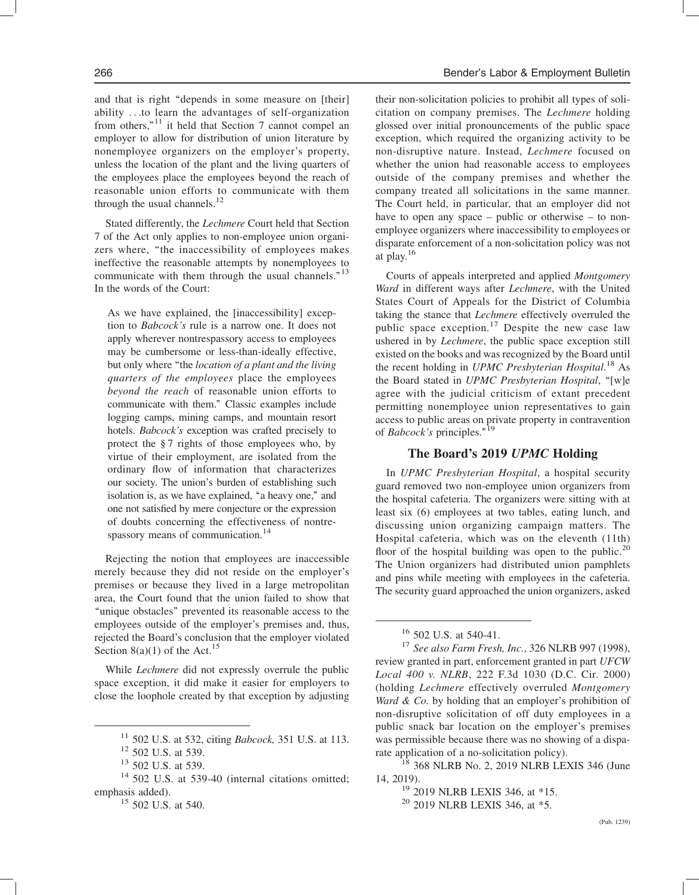and that is right "depends in some measure on [their] ability . . .to learn the advantages of self-organization from others,"[11] it held that Section 7 cannot compel an employer to allow for distribution of union literature by nonemployee organizers on the employer's property, unless the location of the plant and the living quarters of the employees place the employees beyond the reach of reasonable union efforts to communicate with them through the usual channels.[12]

Stated differently, the *Lechmere* Court held that Section 7 of the Act only applies to non-employee union organizers where, "the inaccessibility of employees makes ineffective the reasonable attempts by nonemployees to communicate with them through the usual channels."[13] In the words of the Court:

> As we have explained, the [inaccessibility] exception to *Babcock's* rule is a narrow one. It does not apply wherever nontrespassory access to employees may be cumbersome or less-than-ideally effective, but only where "the *location of a plant and the living quarters of the employees* place the employees *beyond the reach* of reasonable union efforts to communicate with them." Classic examples include logging camps, mining camps, and mountain resort hotels. *Babcock's* exception was crafted precisely to protect the § 7 rights of those employees who, by virtue of their employment, are isolated from the ordinary flow of information that characterizes our society. The union's burden of establishing such isolation is, as we have explained, "a heavy one," and one not satisfied by mere conjecture or the expression of doubts concerning the effectiveness of nontrespassory means of communication.[14]

Rejecting the notion that employees are inaccessible merely because they did not reside on the employer's premises or because they lived in a large metropolitan area, the Court found that the union failed to show that "unique obstacles" prevented its reasonable access to the employees outside of the employer's premises and, thus, rejected the Board's conclusion that the employer violated Section 8(a)(1) of the Act.[15]

While *Lechmere* did not expressly overrule the public space exception, it did make it easier for employers to close the loophole created by that exception by adjusting their non-solicitation policies to prohibit all types of solicitation on company premises. The *Lechmere* holding glossed over initial pronouncements of the public space exception, which required the organizing activity to be non-disruptive nature. Instead, *Lechmere* focused on whether the union had reasonable access to employees outside of the company premises and whether the company treated all solicitations in the same manner. The Court held, in particular, that an employer did not have to open any space – public or otherwise – to non-employee organizers where inaccessibility to employees or disparate enforcement of a non-solicitation policy was not at play.[16]

Courts of appeals interpreted and applied *Montgomery Ward* in different ways after *Lechmere*, with the United States Court of Appeals for the District of Columbia taking the stance that *Lechmere* effectively overruled the public space exception.[17] Despite the new case law ushered in by *Lechmere*, the public space exception still existed on the books and was recognized by the Board until the recent holding in *UPMC Presbyterian Hospital*.[18] As the Board stated in *UPMC Presbyterian Hospital*, "[w]e agree with the judicial criticism of extant precedent permitting nonemployee union representatives to gain access to public areas on private property in contravention of *Babcock's* principles."[19]

## The Board's 2019 *UPMC* Holding

In *UPMC Presbyterian Hospital*, a hospital security guard removed two non-employee union organizers from the hospital cafeteria. The organizers were sitting with at least six (6) employees at two tables, eating lunch, and discussing union organizing campaign matters. The Hospital cafeteria, which was on the eleventh (11th) floor of the hospital building was open to the public.[20] The Union organizers had distributed union pamphlets and pins while meeting with employees in the cafeteria. The security guard approached the union organizers, asked

---

[11] 502 U.S. at 532, citing *Babcock,* 351 U.S. at 113.

[12] 502 U.S. at 539.

[13] 502 U.S. at 539.

[14] 502 U.S. at 539-40 (internal citations omitted; emphasis added).

[15] 502 U.S. at 540.

[16] 502 U.S. at 540-41.

[17] *See also Farm Fresh, Inc.*, 326 NLRB 997 (1998), review granted in part, enforcement granted in part *UFCW Local 400 v. NLRB*, 222 F.3d 1030 (D.C. Cir. 2000) (holding *Lechmere* effectively overruled *Montgomery Ward & Co.* by holding that an employer's prohibition of non-disruptive solicitation of off duty employees in a public snack bar location on the employer's premises was permissible because there was no showing of a disparate application of a no-solicitation policy).

[18] 368 NLRB No. 2, 2019 NLRB LEXIS 346 (June 14, 2019).

[19] 2019 NLRB LEXIS 346, at *15.

[20] 2019 NLRB LEXIS 346, at *5.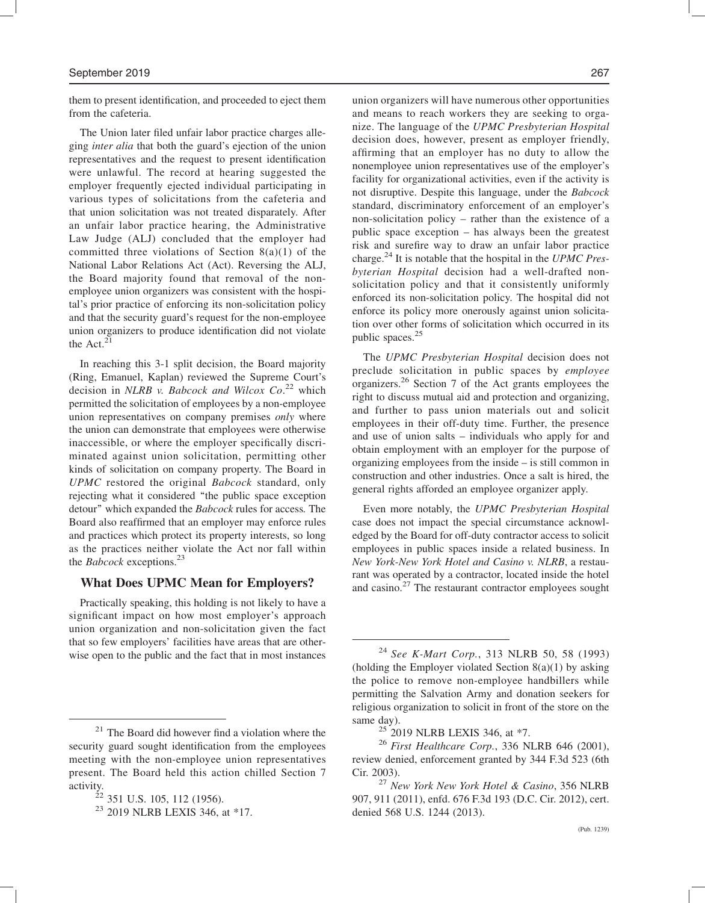them to present identification, and proceeded to eject them from the cafeteria.

The Union later filed unfair labor practice charges alleging *inter alia* that both the guard's ejection of the union representatives and the request to present identification were unlawful. The record at hearing suggested the employer frequently ejected individual participating in various types of solicitations from the cafeteria and that union solicitation was not treated disparately. After an unfair labor practice hearing, the Administrative Law Judge (ALJ) concluded that the employer had committed three violations of Section 8(a)(1) of the National Labor Relations Act (Act). Reversing the ALJ, the Board majority found that removal of the non-employee union organizers was consistent with the hospital's prior practice of enforcing its non-solicitation policy and that the security guard's request for the non-employee union organizers to produce identification did not violate the Act.[21]

In reaching this 3-1 split decision, the Board majority (Ring, Emanuel, Kaplan) reviewed the Supreme Court's decision in *NLRB v. Babcock and Wilcox Co*.[22] which permitted the solicitation of employees by a non-employee union representatives on company premises *only* where the union can demonstrate that employees were otherwise inaccessible, or where the employer specifically discriminated against union solicitation, permitting other kinds of solicitation on company property. The Board in *UPMC* restored the original *Babcock* standard, only rejecting what it considered "the public space exception detour" which expanded the *Babcock* rules for access. The Board also reaffirmed that an employer may enforce rules and practices which protect its property interests, so long as the practices neither violate the Act nor fall within the *Babcock* exceptions.[23]

## What Does UPMC Mean for Employers?

Practically speaking, this holding is not likely to have a significant impact on how most employer's approach union organization and non-solicitation given the fact that so few employers' facilities have areas that are otherwise open to the public and the fact that in most instances union organizers will have numerous other opportunities and means to reach workers they are seeking to organize. The language of the *UPMC Presbyterian Hospital* decision does, however, present as employer friendly, affirming that an employer has no duty to allow the nonemployee union representatives use of the employer's facility for organizational activities, even if the activity is not disruptive. Despite this language, under the *Babcock* standard, discriminatory enforcement of an employer's non-solicitation policy – rather than the existence of a public space exception – has always been the greatest risk and surefire way to draw an unfair labor practice charge.[24] It is notable that the hospital in the *UPMC Presbyterian Hospital* decision had a well-drafted non-solicitation policy and that it consistently uniformly enforced its non-solicitation policy. The hospital did not enforce its policy more onerously against union solicitation over other forms of solicitation which occurred in its public spaces.[25]

The *UPMC Presbyterian Hospital* decision does not preclude solicitation in public spaces by *employee* organizers.[26] Section 7 of the Act grants employees the right to discuss mutual aid and protection and organizing, and further to pass union materials out and solicit employees in their off-duty time. Further, the presence and use of union salts – individuals who apply for and obtain employment with an employer for the purpose of organizing employees from the inside – is still common in construction and other industries. Once a salt is hired, the general rights afforded an employee organizer apply.

Even more notably, the *UPMC Presbyterian Hospital* case does not impact the special circumstance acknowledged by the Board for off-duty contractor access to solicit employees in public spaces inside a related business. In *New York-New York Hotel and Casino v. NLRB*, a restaurant was operated by a contractor, located inside the hotel and casino.[27] The restaurant contractor employees sought

---

[21] The Board did however find a violation where the security guard sought identification from the employees meeting with the non-employee union representatives present. The Board held this action chilled Section 7 activity.

[22] 351 U.S. 105, 112 (1956).

[23] 2019 NLRB LEXIS 346, at *17.

[24] *See K-Mart Corp.*, 313 NLRB 50, 58 (1993) (holding the Employer violated Section 8(a)(1) by asking the police to remove non-employee handbillers while permitting the Salvation Army and donation seekers for religious organization to solicit in front of the store on the same day).

[25] 2019 NLRB LEXIS 346, at *7.

[26] *First Healthcare Corp.*, 336 NLRB 646 (2001), review denied, enforcement granted by 344 F.3d 523 (6th Cir. 2003).

[27] *New York New York Hotel & Casino*, 356 NLRB 907, 911 (2011), enfd. 676 F.3d 193 (D.C. Cir. 2012), cert. denied 568 U.S. 1244 (2013).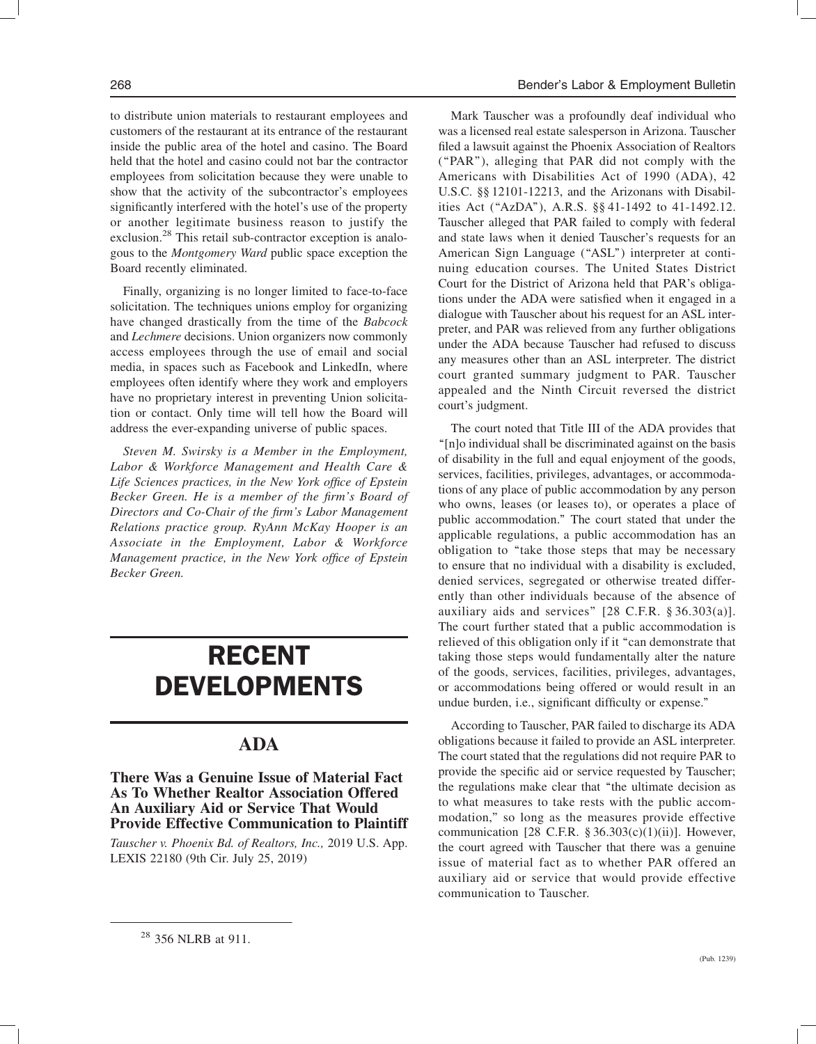to distribute union materials to restaurant employees and customers of the restaurant at its entrance of the restaurant inside the public area of the hotel and casino. The Board held that the hotel and casino could not bar the contractor employees from solicitation because they were unable to show that the activity of the subcontractor's employees significantly interfered with the hotel's use of the property or another legitimate business reason to justify the exclusion.[28] This retail sub-contractor exception is analogous to the *Montgomery Ward* public space exception the Board recently eliminated.

Finally, organizing is no longer limited to face-to-face solicitation. The techniques unions employ for organizing have changed drastically from the time of the *Babcock* and *Lechmere* decisions. Union organizers now commonly access employees through the use of email and social media, in spaces such as Facebook and LinkedIn, where employees often identify where they work and employers have no proprietary interest in preventing Union solicitation or contact. Only time will tell how the Board will address the ever-expanding universe of public spaces.

*Steven M. Swirsky is a Member in the Employment, Labor & Workforce Management and Health Care & Life Sciences practices, in the New York office of Epstein Becker Green. He is a member of the firm's Board of Directors and Co-Chair of the firm's Labor Management Relations practice group. RyAnn McKay Hooper is an Associate in the Employment, Labor & Workforce Management practice, in the New York office of Epstein Becker Green.*

# RECENT DEVELOPMENTS

## ADA

### There Was a Genuine Issue of Material Fact As To Whether Realtor Association Offered An Auxiliary Aid or Service That Would Provide Effective Communication to Plaintiff

*Tauscher v. Phoenix Bd. of Realtors, Inc.,* 2019 U.S. App. LEXIS 22180 (9th Cir. July 25, 2019)

Mark Tauscher was a profoundly deaf individual who was a licensed real estate salesperson in Arizona. Tauscher filed a lawsuit against the Phoenix Association of Realtors ("PAR"), alleging that PAR did not comply with the Americans with Disabilities Act of 1990 (ADA), 42 U.S.C. §§ 12101-12213, and the Arizonans with Disabilities Act ("AzDA"), A.R.S. §§ 41-1492 to 41-1492.12. Tauscher alleged that PAR failed to comply with federal and state laws when it denied Tauscher's requests for an American Sign Language ("ASL") interpreter at continuing education courses. The United States District Court for the District of Arizona held that PAR's obligations under the ADA were satisfied when it engaged in a dialogue with Tauscher about his request for an ASL interpreter, and PAR was relieved from any further obligations under the ADA because Tauscher had refused to discuss any measures other than an ASL interpreter. The district court granted summary judgment to PAR. Tauscher appealed and the Ninth Circuit reversed the district court's judgment.

The court noted that Title III of the ADA provides that "[n]o individual shall be discriminated against on the basis of disability in the full and equal enjoyment of the goods, services, facilities, privileges, advantages, or accommodations of any place of public accommodation by any person who owns, leases (or leases to), or operates a place of public accommodation." The court stated that under the applicable regulations, a public accommodation has an obligation to "take those steps that may be necessary to ensure that no individual with a disability is excluded, denied services, segregated or otherwise treated differently than other individuals because of the absence of auxiliary aids and services" [28 C.F.R. § 36.303(a)]. The court further stated that a public accommodation is relieved of this obligation only if it "can demonstrate that taking those steps would fundamentally alter the nature of the goods, services, facilities, privileges, advantages, or accommodations being offered or would result in an undue burden, i.e., significant difficulty or expense."

According to Tauscher, PAR failed to discharge its ADA obligations because it failed to provide an ASL interpreter. The court stated that the regulations did not require PAR to provide the specific aid or service requested by Tauscher; the regulations make clear that "the ultimate decision as to what measures to take rests with the public accommodation," so long as the measures provide effective communication [28 C.F.R. § 36.303(c)(1)(ii)]. However, the court agreed with Tauscher that there was a genuine issue of material fact as to whether PAR offered an auxiliary aid or service that would provide effective communication to Tauscher.

---

[28] 356 NLRB at 911.